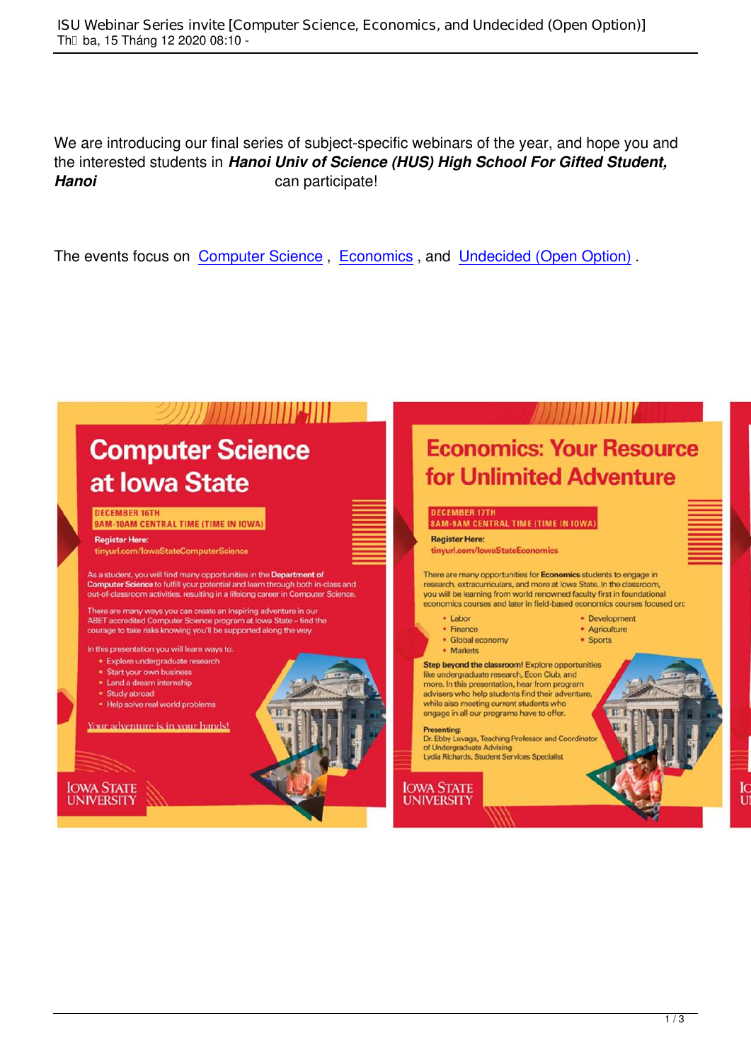We are introducing our final series of subject-specific webinars of the year, and hope you and the interested students in ***Hanoi Univ of Science (HUS) High School For Gifted Student, Hanoi*** can participate!

The events focus on Computer Science , Economics , and Undecided (Open Option) .

# Computer Science at Iowa State

**DECEMBER 16TH**
**9AM-10AM CENTRAL TIME (TIME IN IOWA)**

**Register Here:**
tinyurl.com/IowaStateComputerScience

As a student, you will find many opportunities in the **Department of Computer Science** to fulfill your potential and learn through both in-class and out-of-classroom activities, resulting in a lifelong career in Computer Science.

There are many ways you can create an inspiring adventure in our ABET accredited Computer Science program at Iowa State – find the courage to take risks knowing you'll be supported along the way.

In this presentation you will learn ways to:

- Explore undergraduate research
- Start your own business
- Land a dream internship
- Study abroad
- Help solve real world problems

Your adventure is in your hands!

IOWA STATE UNIVERSITY

# Economics: Your Resource for Unlimited Adventure

**DECEMBER 17TH**
**8AM-9AM CENTRAL TIME (TIME IN IOWA)**

**Register Here:**
tinyurl.com/IowaStateEconomics

There are many opportunities for **Economics** students to engage in research, extracurriculars, and more at Iowa State. In the classroom, you will be learning from world renowned faculty first in foundational economics courses and later in field-based economics courses focused on:

- Labor
- Finance
- Global economy
- Markets
- Development
- Agriculture
- Sports

**Step beyond the classroom!** Explore opportunities like undergraduate research, Econ Club, and more. In this presentation, hear from program advisers who help students find their adventure, while also meeting current students who engage in all our programs have to offer.

**Presenting:**
Dr. Ebby Luvaga, Teaching Professor and Coordinator of Undergraduate Advising
Lydia Richards, Student Services Specialist

IOWA STATE UNIVERSITY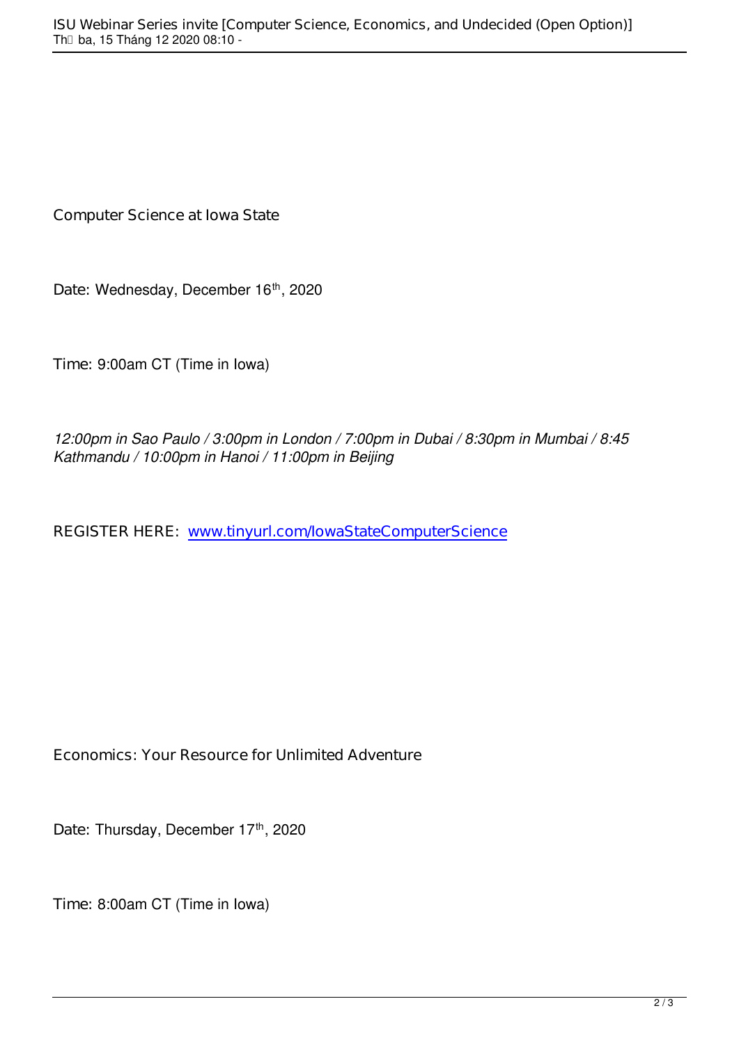Computer Science at Iowa State

Date: Wednesday, December 16th, 2020

Time: 9:00am CT (Time in Iowa)

*12:00pm in Sao Paulo / 3:00pm in London / 7:00pm in Dubai / 8:30pm in Mumbai / 8:45 Kathmandu / 10:00pm in Hanoi / 11:00pm in Beijing*

REGISTER HERE: [www.tinyurl.com/IowaStateComputerScience](http://www.tinyurl.com/IowaStateComputerScience)

Economics: Your Resource for Unlimited Adventure

Date: Thursday, December 17th, 2020

Time: 8:00am CT (Time in Iowa)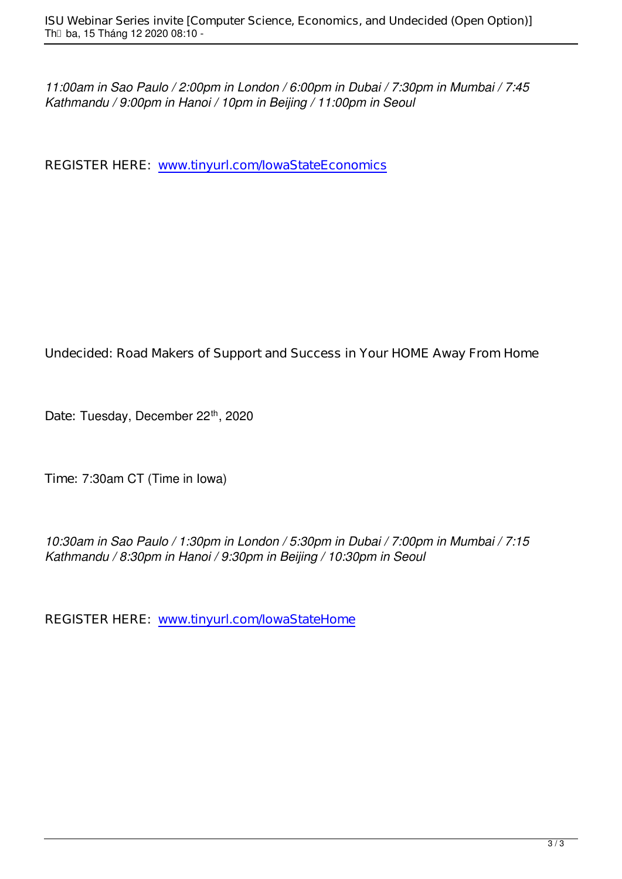*11:00am in Sao Paulo / 2:00pm in London / 6:00pm in Dubai / 7:30pm in Mumbai / 7:45 Kathmandu / 9:00pm in Hanoi / 10pm in Beijing / 11:00pm in Seoul*

REGISTER HERE: [www.tinyurl.com/IowaStateEconomics](http://www.tinyurl.com/IowaStateEconomics)

Undecided: Road Makers of Support and Success in Your HOME Away From Home

Date: Tuesday, December 22th, 2020

Time: 7:30am CT (Time in Iowa)

*10:30am in Sao Paulo / 1:30pm in London / 5:30pm in Dubai / 7:00pm in Mumbai / 7:15 Kathmandu / 8:30pm in Hanoi / 9:30pm in Beijing / 10:30pm in Seoul*

REGISTER HERE: [www.tinyurl.com/IowaStateHome](http://www.tinyurl.com/IowaStateHome)